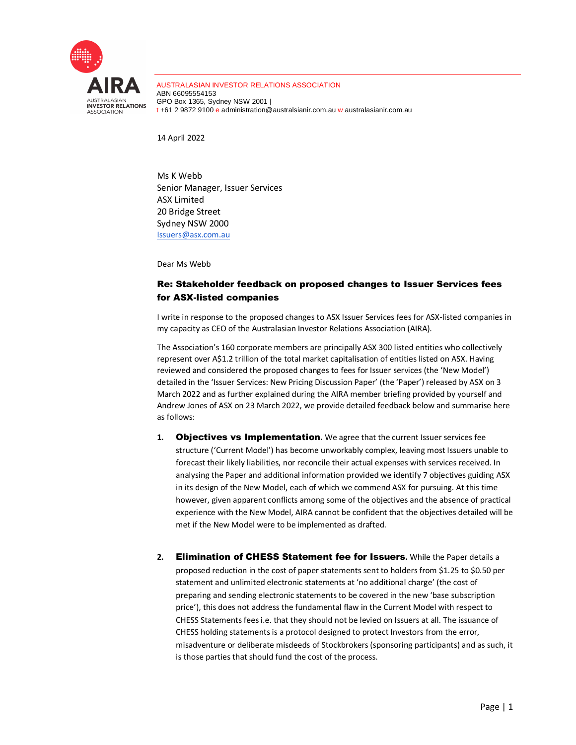AIRA
AUSTRALASIAN INVESTOR RELATIONS ASSOCIATION

AUSTRALASIAN INVESTOR RELATIONS ASSOCIATION
ABN 66095554153
GPO Box 1365, Sydney NSW 2001 |
t +61 2 9872 9100 e administration@australsianir.com.au w australasianir.com.au

14 April 2022

Ms K Webb
Senior Manager, Issuer Services
ASX Limited
20 Bridge Street
Sydney NSW 2000
Issuers@asx.com.au

Dear Ms Webb

**Re: Stakeholder feedback on proposed changes to Issuer Services fees for ASX-listed companies**

I write in response to the proposed changes to ASX Issuer Services fees for ASX-listed companies in my capacity as CEO of the Australasian Investor Relations Association (AIRA).

The Association's 160 corporate members are principally ASX 300 listed entities who collectively represent over A$1.2 trillion of the total market capitalisation of entities listed on ASX. Having reviewed and considered the proposed changes to fees for Issuer services (the 'New Model') detailed in the 'Issuer Services: New Pricing Discussion Paper' (the 'Paper') released by ASX on 3 March 2022 and as further explained during the AIRA member briefing provided by yourself and Andrew Jones of ASX on 23 March 2022, we provide detailed feedback below and summarise here as follows:

1. **Objectives vs Implementation.** We agree that the current Issuer services fee structure ('Current Model') has become unworkably complex, leaving most Issuers unable to forecast their likely liabilities, nor reconcile their actual expenses with services received. In analysing the Paper and additional information provided we identify 7 objectives guiding ASX in its design of the New Model, each of which we commend ASX for pursuing. At this time however, given apparent conflicts among some of the objectives and the absence of practical experience with the New Model, AIRA cannot be confident that the objectives detailed will be met if the New Model were to be implemented as drafted.

2. **Elimination of CHESS Statement fee for Issuers.** While the Paper details a proposed reduction in the cost of paper statements sent to holders from $1.25 to $0.50 per statement and unlimited electronic statements at 'no additional charge' (the cost of preparing and sending electronic statements to be covered in the new 'base subscription price'), this does not address the fundamental flaw in the Current Model with respect to CHESS Statements fees i.e. that they should not be levied on Issuers at all. The issuance of CHESS holding statements is a protocol designed to protect Investors from the error, misadventure or deliberate misdeeds of Stockbrokers (sponsoring participants) and as such, it is those parties that should fund the cost of the process.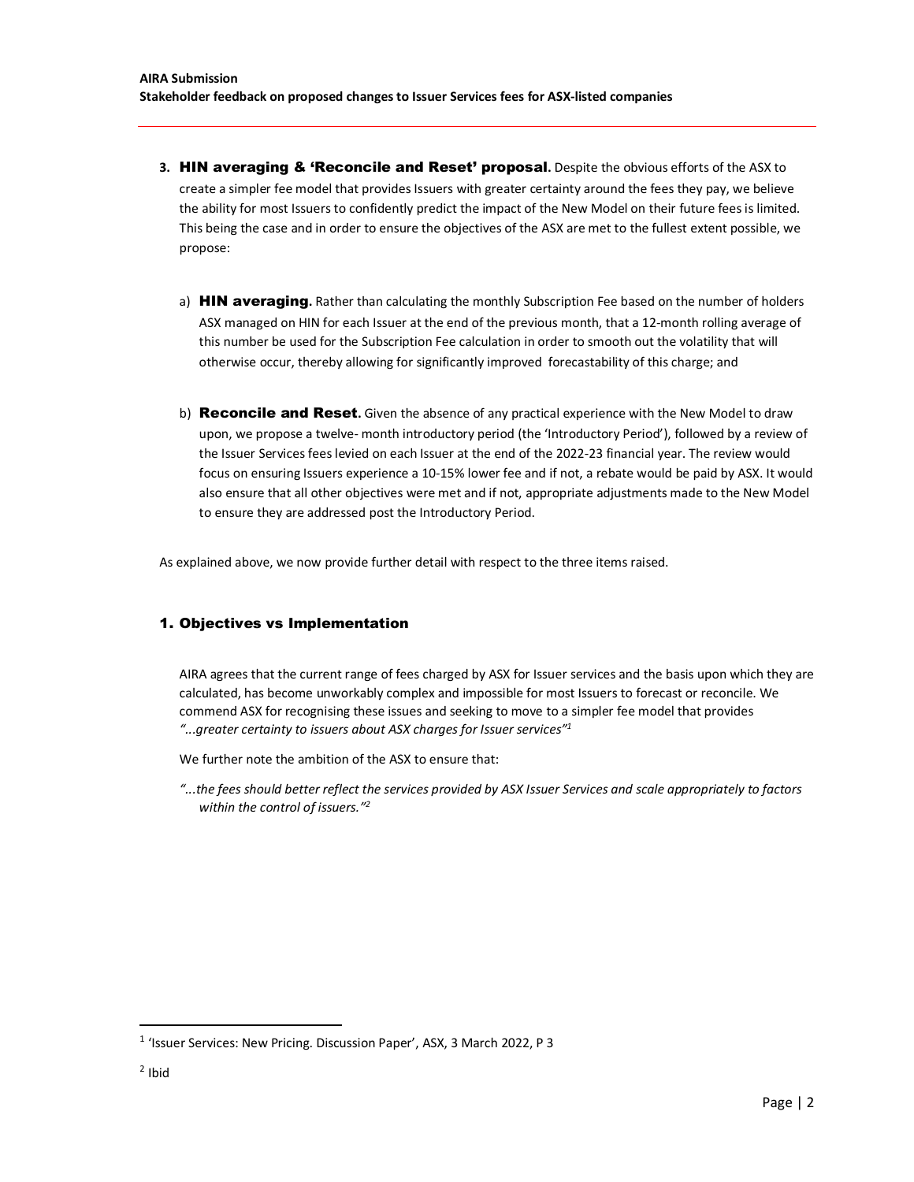3. **HIN averaging & 'Reconcile and Reset' proposal.** Despite the obvious efforts of the ASX to create a simpler fee model that provides Issuers with greater certainty around the fees they pay, we believe the ability for most Issuers to confidently predict the impact of the New Model on their future fees is limited. This being the case and in order to ensure the objectives of the ASX are met to the fullest extent possible, we propose:

   a) **HIN averaging.** Rather than calculating the monthly Subscription Fee based on the number of holders ASX managed on HIN for each Issuer at the end of the previous month, that a 12-month rolling average of this number be used for the Subscription Fee calculation in order to smooth out the volatility that will otherwise occur, thereby allowing for significantly improved forecastability of this charge; and

   b) **Reconcile and Reset.** Given the absence of any practical experience with the New Model to draw upon, we propose a twelve- month introductory period (the 'Introductory Period'), followed by a review of the Issuer Services fees levied on each Issuer at the end of the 2022-23 financial year. The review would focus on ensuring Issuers experience a 10-15% lower fee and if not, a rebate would be paid by ASX. It would also ensure that all other objectives were met and if not, appropriate adjustments made to the New Model to ensure they are addressed post the Introductory Period.

As explained above, we now provide further detail with respect to the three items raised.

## 1. Objectives vs Implementation

AIRA agrees that the current range of fees charged by ASX for Issuer services and the basis upon which they are calculated, has become unworkably complex and impossible for most Issuers to forecast or reconcile. We commend ASX for recognising these issues and seeking to move to a simpler fee model that provides *"...greater certainty to issuers about ASX charges for Issuer services"*[1]

We further note the ambition of the ASX to ensure that:

*"...the fees should better reflect the services provided by ASX Issuer Services and scale appropriately to factors within the control of issuers."*[2]

---

[1] 'Issuer Services: New Pricing. Discussion Paper', ASX, 3 March 2022, P 3

[2] Ibid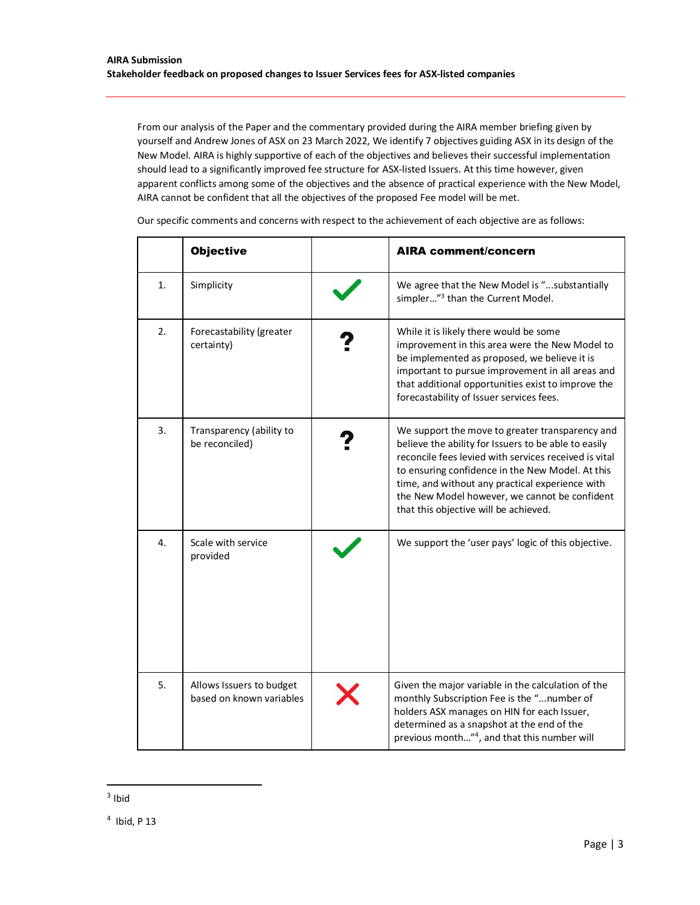From our analysis of the Paper and the commentary provided during the AIRA member briefing given by yourself and Andrew Jones of ASX on 23 March 2022, We identify 7 objectives guiding ASX in its design of the New Model. AIRA is highly supportive of each of the objectives and believes their successful implementation should lead to a significantly improved fee structure for ASX-listed Issuers. At this time however, given apparent conflicts among some of the objectives and the absence of practical experience with the New Model, AIRA cannot be confident that all the objectives of the proposed Fee model will be met.

Our specific comments and concerns with respect to the achievement of each objective are as follows:

| | **Objective** | | **AIRA comment/concern** |
|---|---|---|---|
| 1. | Simplicity | ✔ | We agree that the New Model is "…substantially simpler…"[3] than the Current Model. |
| 2. | Forecastability (greater certainty) | ? | While it is likely there would be some improvement in this area were the New Model to be implemented as proposed, we believe it is important to pursue improvement in all areas and that additional opportunities exist to improve the forecastability of Issuer services fees. |
| 3. | Transparency (ability to be reconciled) | ? | We support the move to greater transparency and believe the ability for Issuers to be able to easily reconcile fees levied with services received is vital to ensuring confidence in the New Model. At this time, and without any practical experience with the New Model however, we cannot be confident that this objective will be achieved. |
| 4. | Scale with service provided | ✔ | We support the 'user pays' logic of this objective. |
| 5. | Allows Issuers to budget based on known variables | ✘ | Given the major variable in the calculation of the monthly Subscription Fee is the "…number of holders ASX manages on HIN for each Issuer, determined as a snapshot at the end of the previous month…"[4], and that this number will |

[3] Ibid

[4] Ibid, P 13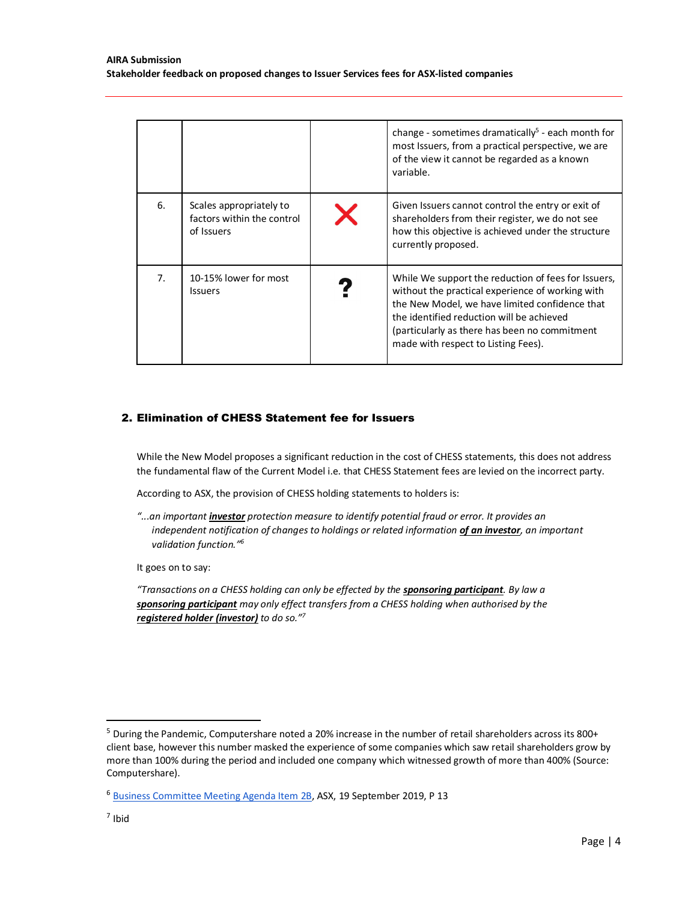| | | | |
|---|---|---|---|
| | | | change - sometimes dramatically[5] - each month for most Issuers, from a practical perspective, we are of the view it cannot be regarded as a known variable. |
| 6. | Scales appropriately to factors within the control of Issuers | ❌ | Given Issuers cannot control the entry or exit of shareholders from their register, we do not see how this objective is achieved under the structure currently proposed. |
| 7. | 10-15% lower for most Issuers | ? | While We support the reduction of fees for Issuers, without the practical experience of working with the New Model, we have limited confidence that the identified reduction will be achieved (particularly as there has been no commitment made with respect to Listing Fees). |

## 2. Elimination of CHESS Statement fee for Issuers

While the New Model proposes a significant reduction in the cost of CHESS statements, this does not address the fundamental flaw of the Current Model i.e. that CHESS Statement fees are levied on the incorrect party.

According to ASX, the provision of CHESS holding statements to holders is:

*"...an important **investor** protection measure to identify potential fraud or error. It provides an independent notification of changes to holdings or related information **of an investor**, an important validation function."*[6]

It goes on to say:

*"Transactions on a CHESS holding can only be effected by the **sponsoring participant**. By law a **sponsoring participant** may only effect transfers from a CHESS holding when authorised by the **registered holder (investor)** to do so."*[7]

---

[5] During the Pandemic, Computershare noted a 20% increase in the number of retail shareholders across its 800+ client base, however this number masked the experience of some companies which saw retail shareholders grow by more than 100% during the period and included one company which witnessed growth of more than 400% (Source: Computershare).

[6] Business Committee Meeting Agenda Item 2B, ASX, 19 September 2019, P 13

[7] Ibid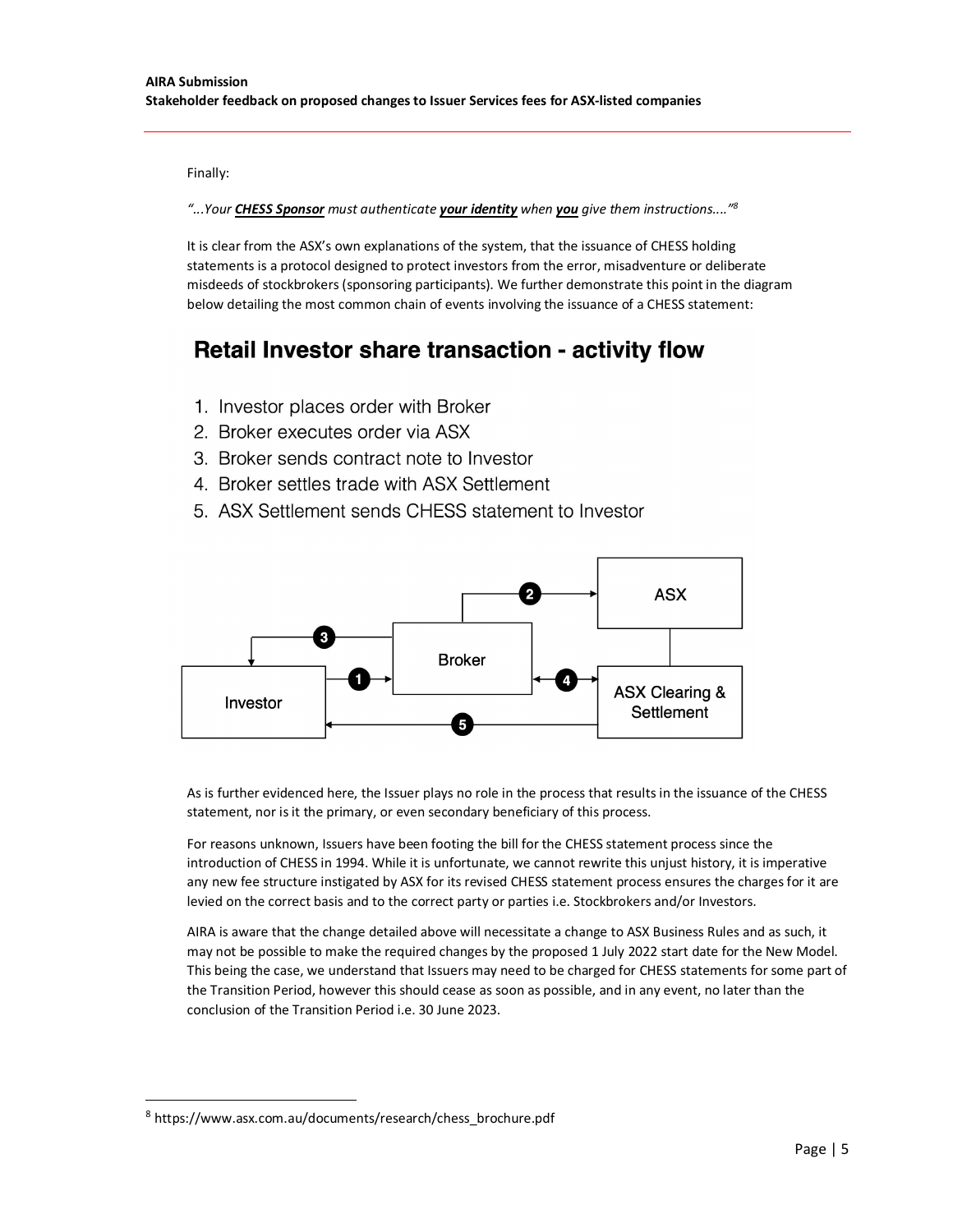Finally:

*"...Your **CHESS Sponsor** must authenticate **your identity** when **you** give them instructions...."*[8]

It is clear from the ASX's own explanations of the system, that the issuance of CHESS holding statements is a protocol designed to protect investors from the error, misadventure or deliberate misdeeds of stockbrokers (sponsoring participants). We further demonstrate this point in the diagram below detailing the most common chain of events involving the issuance of a CHESS statement:

**Retail Investor share transaction - activity flow**

1. Investor places order with Broker
2. Broker executes order via ASX
3. Broker sends contract note to Investor
4. Broker settles trade with ASX Settlement
5. ASX Settlement sends CHESS statement to Investor

As is further evidenced here, the Issuer plays no role in the process that results in the issuance of the CHESS statement, nor is it the primary, or even secondary beneficiary of this process.

For reasons unknown, Issuers have been footing the bill for the CHESS statement process since the introduction of CHESS in 1994. While it is unfortunate, we cannot rewrite this unjust history, it is imperative any new fee structure instigated by ASX for its revised CHESS statement process ensures the charges for it are levied on the correct basis and to the correct party or parties i.e. Stockbrokers and/or Investors.

AIRA is aware that the change detailed above will necessitate a change to ASX Business Rules and as such, it may not be possible to make the required changes by the proposed 1 July 2022 start date for the New Model. This being the case, we understand that Issuers may need to be charged for CHESS statements for some part of the Transition Period, however this should cease as soon as possible, and in any event, no later than the conclusion of the Transition Period i.e. 30 June 2023.

[8] https://www.asx.com.au/documents/research/chess_brochure.pdf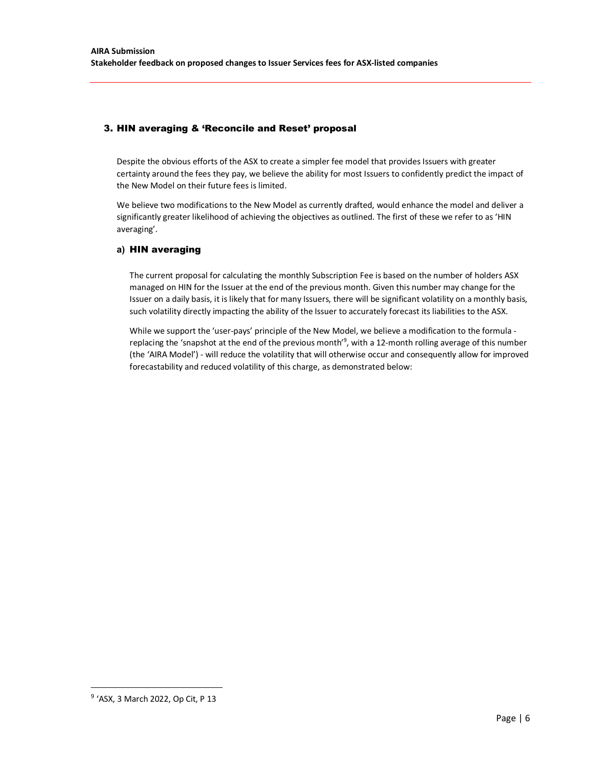## 3. HIN averaging & 'Reconcile and Reset' proposal

Despite the obvious efforts of the ASX to create a simpler fee model that provides Issuers with greater certainty around the fees they pay, we believe the ability for most Issuers to confidently predict the impact of the New Model on their future fees is limited.

We believe two modifications to the New Model as currently drafted, would enhance the model and deliver a significantly greater likelihood of achieving the objectives as outlined. The first of these we refer to as 'HIN averaging'.

### a) HIN averaging

The current proposal for calculating the monthly Subscription Fee is based on the number of holders ASX managed on HIN for the Issuer at the end of the previous month. Given this number may change for the Issuer on a daily basis, it is likely that for many Issuers, there will be significant volatility on a monthly basis, such volatility directly impacting the ability of the Issuer to accurately forecast its liabilities to the ASX.

While we support the 'user-pays' principle of the New Model, we believe a modification to the formula - replacing the 'snapshot at the end of the previous month'[9], with a 12-month rolling average of this number (the 'AIRA Model') - will reduce the volatility that will otherwise occur and consequently allow for improved forecastability and reduced volatility of this charge, as demonstrated below:

[9] 'ASX, 3 March 2022, Op Cit, P 13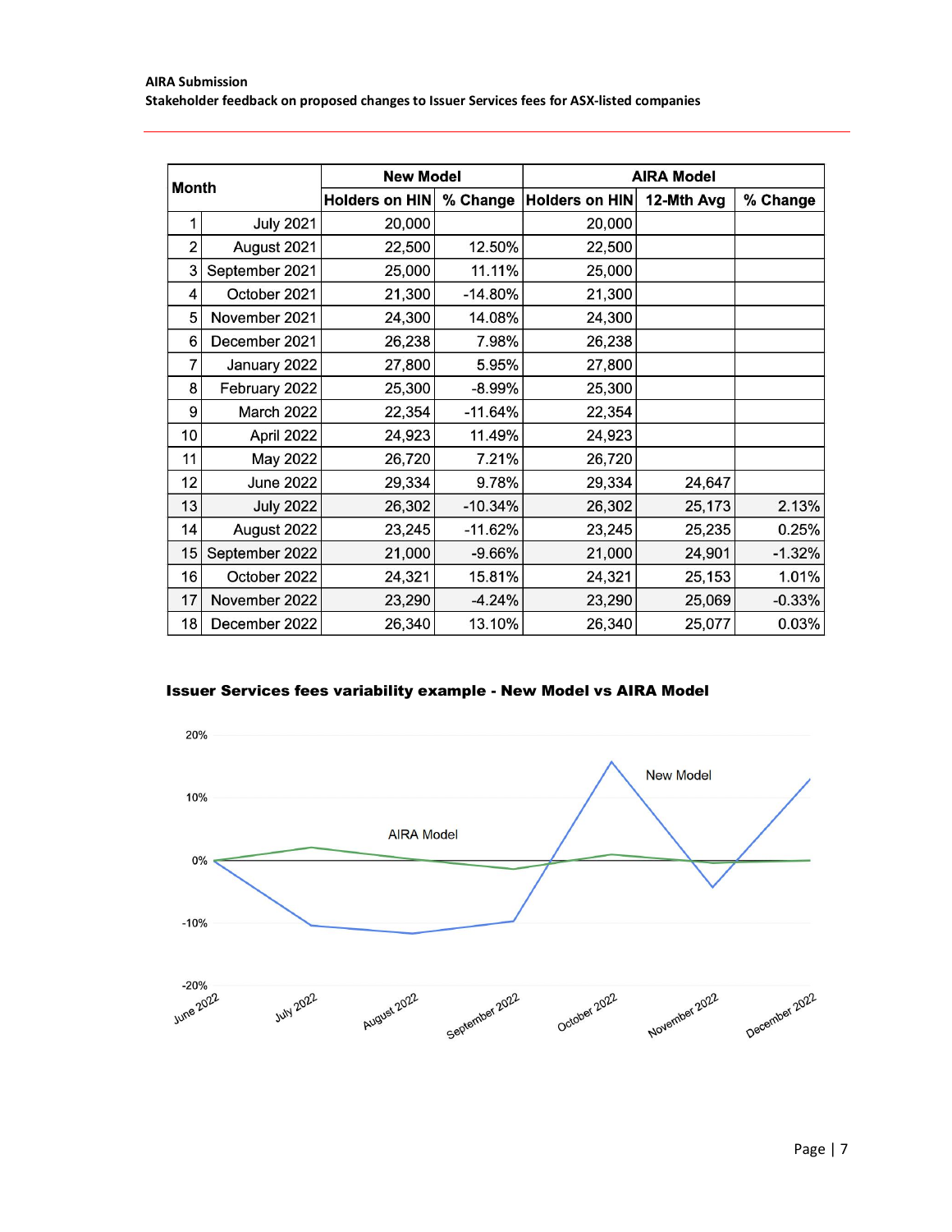| Month | | New Model | | AIRA Model | | |
|---|---|---|---|---|---|---|
| | | Holders on HIN | % Change | Holders on HIN | 12-Mth Avg | % Change |
| 1 | July 2021 | 20,000 | | 20,000 | | |
| 2 | August 2021 | 22,500 | 12.50% | 22,500 | | |
| 3 | September 2021 | 25,000 | 11.11% | 25,000 | | |
| 4 | October 2021 | 21,300 | -14.80% | 21,300 | | |
| 5 | November 2021 | 24,300 | 14.08% | 24,300 | | |
| 6 | December 2021 | 26,238 | 7.98% | 26,238 | | |
| 7 | January 2022 | 27,800 | 5.95% | 27,800 | | |
| 8 | February 2022 | 25,300 | -8.99% | 25,300 | | |
| 9 | March 2022 | 22,354 | -11.64% | 22,354 | | |
| 10 | April 2022 | 24,923 | 11.49% | 24,923 | | |
| 11 | May 2022 | 26,720 | 7.21% | 26,720 | | |
| 12 | June 2022 | 29,334 | 9.78% | 29,334 | 24,647 | |
| 13 | July 2022 | 26,302 | -10.34% | 26,302 | 25,173 | 2.13% |
| 14 | August 2022 | 23,245 | -11.62% | 23,245 | 25,235 | 0.25% |
| 15 | September 2022 | 21,000 | -9.66% | 21,000 | 24,901 | -1.32% |
| 16 | October 2022 | 24,321 | 15.81% | 24,321 | 25,153 | 1.01% |
| 17 | November 2022 | 23,290 | -4.24% | 23,290 | 25,069 | -0.33% |
| 18 | December 2022 | 26,340 | 13.10% | 26,340 | 25,077 | 0.03% |

**Issuer Services fees variability example - New Model vs AIRA Model**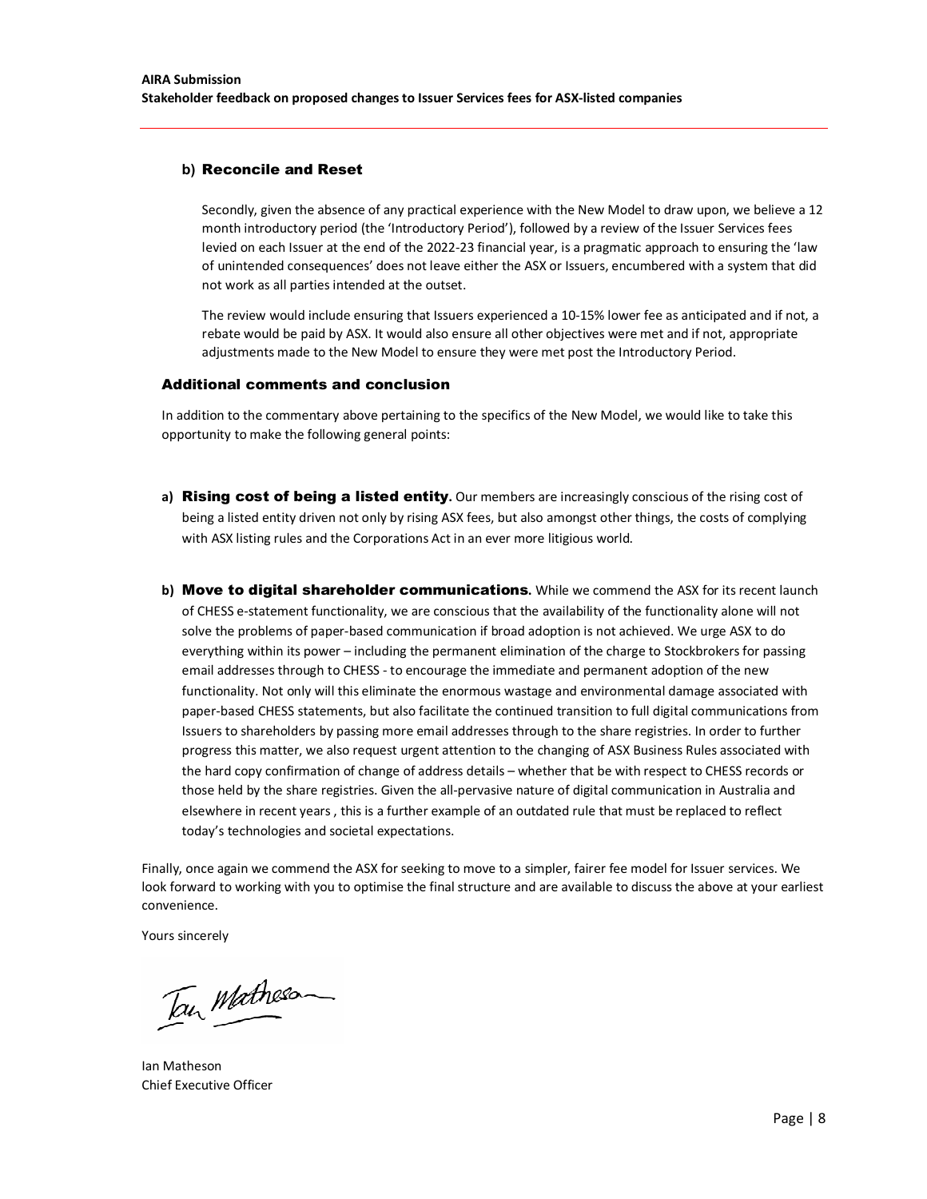### b) Reconcile and Reset

Secondly, given the absence of any practical experience with the New Model to draw upon, we believe a 12 month introductory period (the 'Introductory Period'), followed by a review of the Issuer Services fees levied on each Issuer at the end of the 2022-23 financial year, is a pragmatic approach to ensuring the 'law of unintended consequences' does not leave either the ASX or Issuers, encumbered with a system that did not work as all parties intended at the outset.

The review would include ensuring that Issuers experienced a 10-15% lower fee as anticipated and if not, a rebate would be paid by ASX. It would also ensure all other objectives were met and if not, appropriate adjustments made to the New Model to ensure they were met post the Introductory Period.

## Additional comments and conclusion

In addition to the commentary above pertaining to the specifics of the New Model, we would like to take this opportunity to make the following general points:

a) **Rising cost of being a listed entity.** Our members are increasingly conscious of the rising cost of being a listed entity driven not only by rising ASX fees, but also amongst other things, the costs of complying with ASX listing rules and the Corporations Act in an ever more litigious world.

b) **Move to digital shareholder communications.** While we commend the ASX for its recent launch of CHESS e-statement functionality, we are conscious that the availability of the functionality alone will not solve the problems of paper-based communication if broad adoption is not achieved. We urge ASX to do everything within its power – including the permanent elimination of the charge to Stockbrokers for passing email addresses through to CHESS - to encourage the immediate and permanent adoption of the new functionality. Not only will this eliminate the enormous wastage and environmental damage associated with paper-based CHESS statements, but also facilitate the continued transition to full digital communications from Issuers to shareholders by passing more email addresses through to the share registries. In order to further progress this matter, we also request urgent attention to the changing of ASX Business Rules associated with the hard copy confirmation of change of address details – whether that be with respect to CHESS records or those held by the share registries. Given the all-pervasive nature of digital communication in Australia and elsewhere in recent years , this is a further example of an outdated rule that must be replaced to reflect today's technologies and societal expectations.

Finally, once again we commend the ASX for seeking to move to a simpler, fairer fee model for Issuer services. We look forward to working with you to optimise the final structure and are available to discuss the above at your earliest convenience.

Yours sincerely

Ian Matheson
Chief Executive Officer